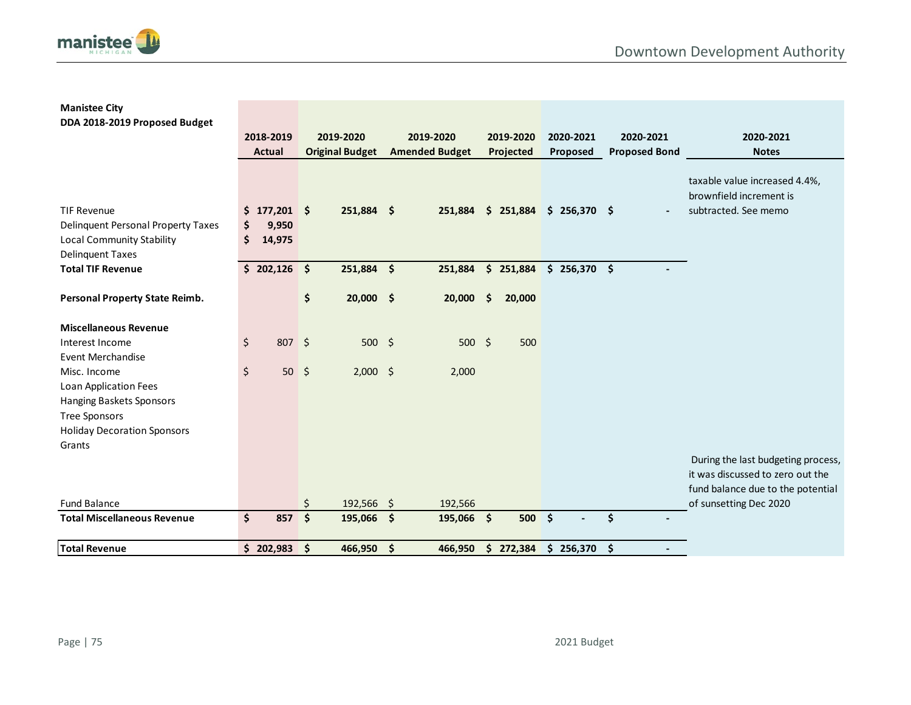**Manistee City**
**DDA 2018-2019 Proposed Budget**

| | 2018-2019 Actual | 2019-2020 Original Budget | 2019-2020 Amended Budget | 2019-2020 Projected | 2020-2021 Proposed | 2020-2021 Proposed Bond | 2020-2021 Notes |
|---|---|---|---|---|---|---|---|
| TIF Revenue | $ 177,201 | $ 251,884 | $ 251,884 | $ 251,884 | $ 256,370 | $ - | taxable value increased 4.4%, brownfield increment is subtracted. See memo |
| Delinquent Personal Property Taxes | $ 9,950 | | | | | | |
| Local Community Stability | $ 14,975 | | | | | | |
| Delinquent Taxes | | | | | | | |
| **Total TIF Revenue** | **$ 202,126** | **$ 251,884** | **$ 251,884** | **$ 251,884** | **$ 256,370** | **$ -** | |
| | | | | | | | |
| **Personal Property State Reimb.** | | **$ 20,000** | **$ 20,000** | **$ 20,000** | | | |
| | | | | | | | |
| **Miscellaneous Revenue** | | | | | | | |
| Interest Income | $ 807 | $ 500 | $ 500 | $ 500 | | | |
| Event Merchandise | | | | | | | |
| Misc. Income | $ 50 | $ 2,000 | $ 2,000 | | | | |
| Loan Application Fees | | | | | | | |
| Hanging Baskets Sponsors | | | | | | | |
| Tree Sponsors | | | | | | | |
| Holiday Decoration Sponsors | | | | | | | |
| Grants | | | | | | | |
| Fund Balance | | $ 192,566 | $ 192,566 | | | | During the last budgeting process, it was discussed to zero out the fund balance due to the potential of sunsetting Dec 2020 |
| **Total Miscellaneous Revenue** | **$ 857** | **$ 195,066** | **$ 195,066** | **$ 500** | **$ -** | **$ -** | |
| | | | | | | | |
| **Total Revenue** | **$ 202,983** | **$ 466,950** | **$ 466,950** | **$ 272,384** | **$ 256,370** | **$ -** | |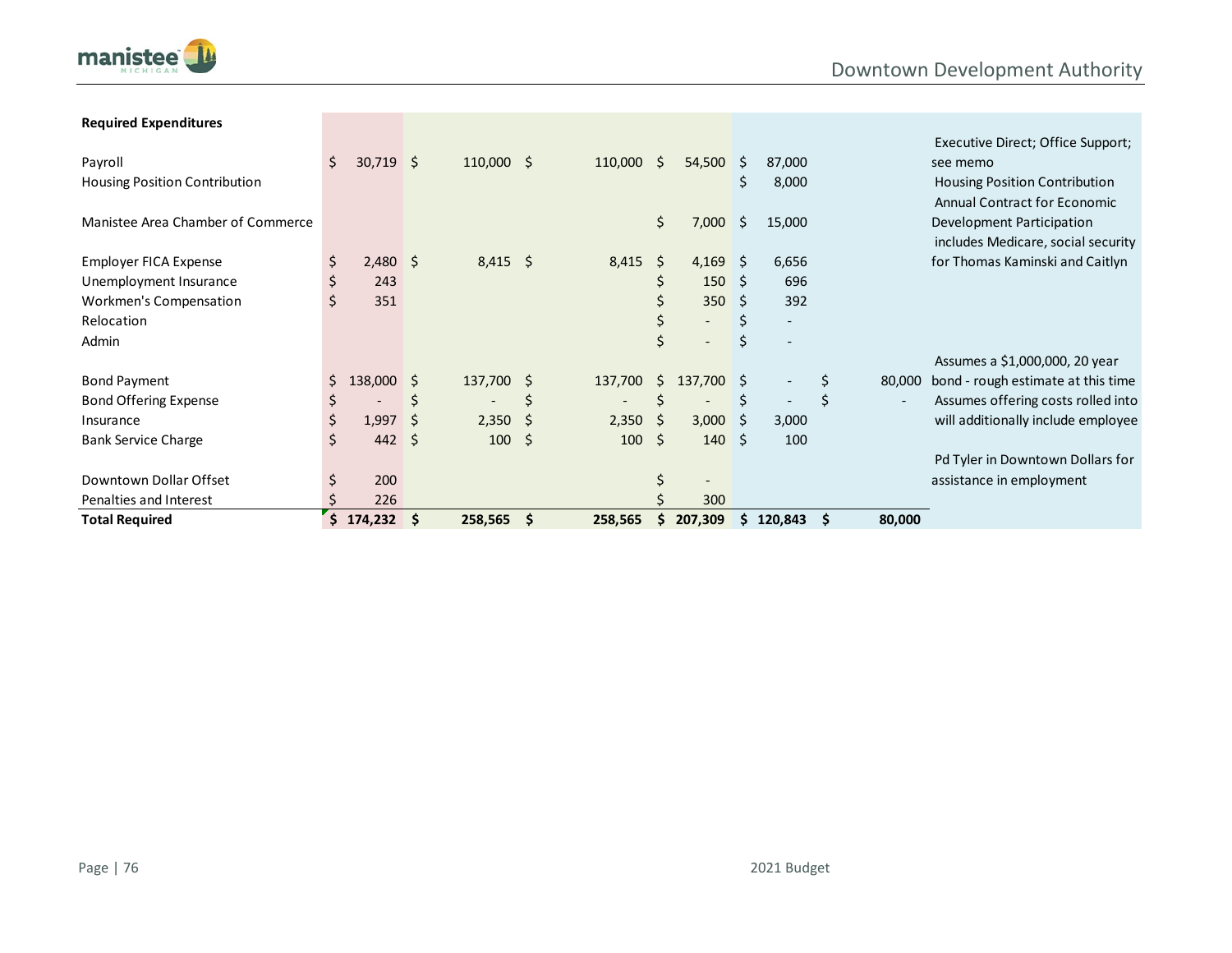| Required Expenditures | | | | | | | |
|---|---|---|---|---|---|---|---|
| Payroll | $ 30,719 | $ 110,000 | $ 110,000 | $ 54,500 | $ 87,000 | | Executive Direct; Office Support; see memo |
| Housing Position Contribution | | | | | $ 8,000 | | Housing Position Contribution |
| Manistee Area Chamber of Commerce | | | | $ 7,000 | $ 15,000 | | Annual Contract for Economic Development Participation |
| Employer FICA Expense | $ 2,480 | $ 8,415 | $ 8,415 | $ 4,169 | $ 6,656 | | includes Medicare, social security for Thomas Kaminski and Caitlyn |
| Unemployment Insurance | $ 243 | | | $ 150 | $ 696 | | |
| Workmen's Compensation | $ 351 | | | $ 350 | $ 392 | | |
| Relocation | | | | $ - | $ - | | |
| Admin | | | | $ - | $ - | | |
| Bond Payment | $ 138,000 | $ 137,700 | $ 137,700 | $ 137,700 | $ - | $ 80,000 | Assumes a $1,000,000, 20 year bond - rough estimate at this time |
| Bond Offering Expense | $ - | $ - | $ - | $ - | $ - | $ - | Assumes offering costs rolled into |
| Insurance | $ 1,997 | $ 2,350 | $ 2,350 | $ 3,000 | $ 3,000 | | will additionally include employee |
| Bank Service Charge | $ 442 | $ 100 | $ 100 | $ 140 | $ 100 | | |
| Downtown Dollar Offset | $ 200 | | | $ - | | | Pd Tyler in Downtown Dollars for assistance in employment |
| Penalties and Interest | $ 226 | | | $ 300 | | | |
| **Total Required** | **$ 174,232** | **$ 258,565** | **$ 258,565** | **$ 207,309** | **$ 120,843** | **$ 80,000** | |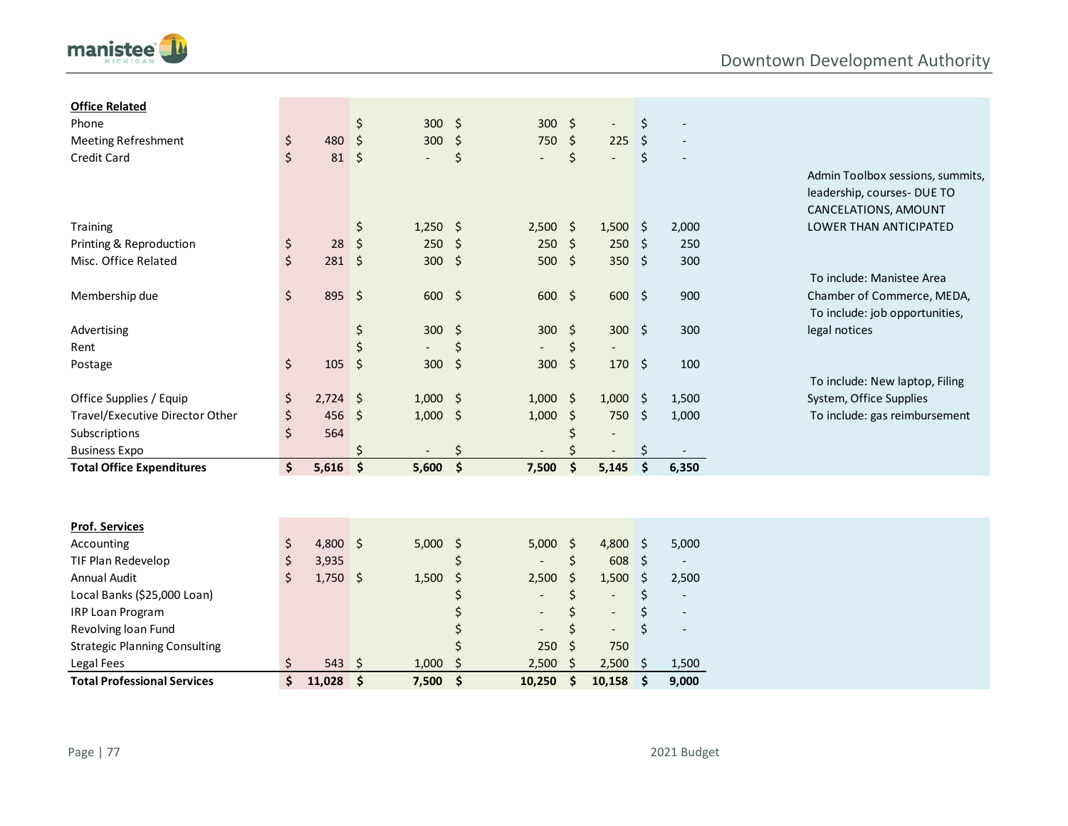| **Office Related** | | | | | | |
|---|---|---|---|---|---|---|
| Phone | | $ 300 | $ 300 | $ - | $ - | |
| Meeting Refreshment | $ 480 | $ 300 | $ 750 | $ 225 | $ - | |
| Credit Card | $ 81 | $ - | $ - | $ - | $ - | |
| Training | | $ 1,250 | $ 2,500 | $ 1,500 | $ 2,000 | Admin Toolbox sessions, summits, leadership, courses- DUE TO CANCELATIONS, AMOUNT LOWER THAN ANTICIPATED |
| Printing & Reproduction | $ 28 | $ 250 | $ 250 | $ 250 | $ 250 | |
| Misc. Office Related | $ 281 | $ 300 | $ 500 | $ 350 | $ 300 | |
| Membership due | $ 895 | $ 600 | $ 600 | $ 600 | $ 900 | To include: Manistee Area Chamber of Commerce, MEDA, |
| Advertising | | $ 300 | $ 300 | $ 300 | $ 300 | To include: job opportunities, legal notices |
| Rent | | $ - | $ - | $ - | | |
| Postage | $ 105 | $ 300 | $ 300 | $ 170 | $ 100 | |
| Office Supplies / Equip | $ 2,724 | $ 1,000 | $ 1,000 | $ 1,000 | $ 1,500 | To include: New laptop, Filing System, Office Supplies |
| Travel/Executive Director Other | $ 456 | $ 1,000 | $ 1,000 | $ 750 | $ 1,000 | To include: gas reimbursement |
| Subscriptions | $ 564 | | | $ - | | |
| Business Expo | | $ - | $ - | $ - | $ - | |
| **Total Office Expenditures** | **$ 5,616** | **$ 5,600** | **$ 7,500** | **$ 5,145** | **$ 6,350** | |

| **Prof. Services** | | | | | | |
|---|---|---|---|---|---|---|
| Accounting | $ 4,800 | $ 5,000 | $ 5,000 | $ 4,800 | $ 5,000 | |
| TIF Plan Redevelop | $ 3,935 | | $ - | $ 608 | $ - | |
| Annual Audit | $ 1,750 | $ 1,500 | $ 2,500 | $ 1,500 | $ 2,500 | |
| Local Banks ($25,000 Loan) | | | $ - | $ - | $ - | |
| IRP Loan Program | | | $ - | $ - | $ - | |
| Revolving loan Fund | | | $ - | $ - | $ - | |
| Strategic Planning Consulting | | | $ 250 | $ 750 | | |
| Legal Fees | $ 543 | $ 1,000 | $ 2,500 | $ 2,500 | $ 1,500 | |
| **Total Professional Services** | **$ 11,028** | **$ 7,500** | **$ 10,250** | **$ 10,158** | **$ 9,000** | |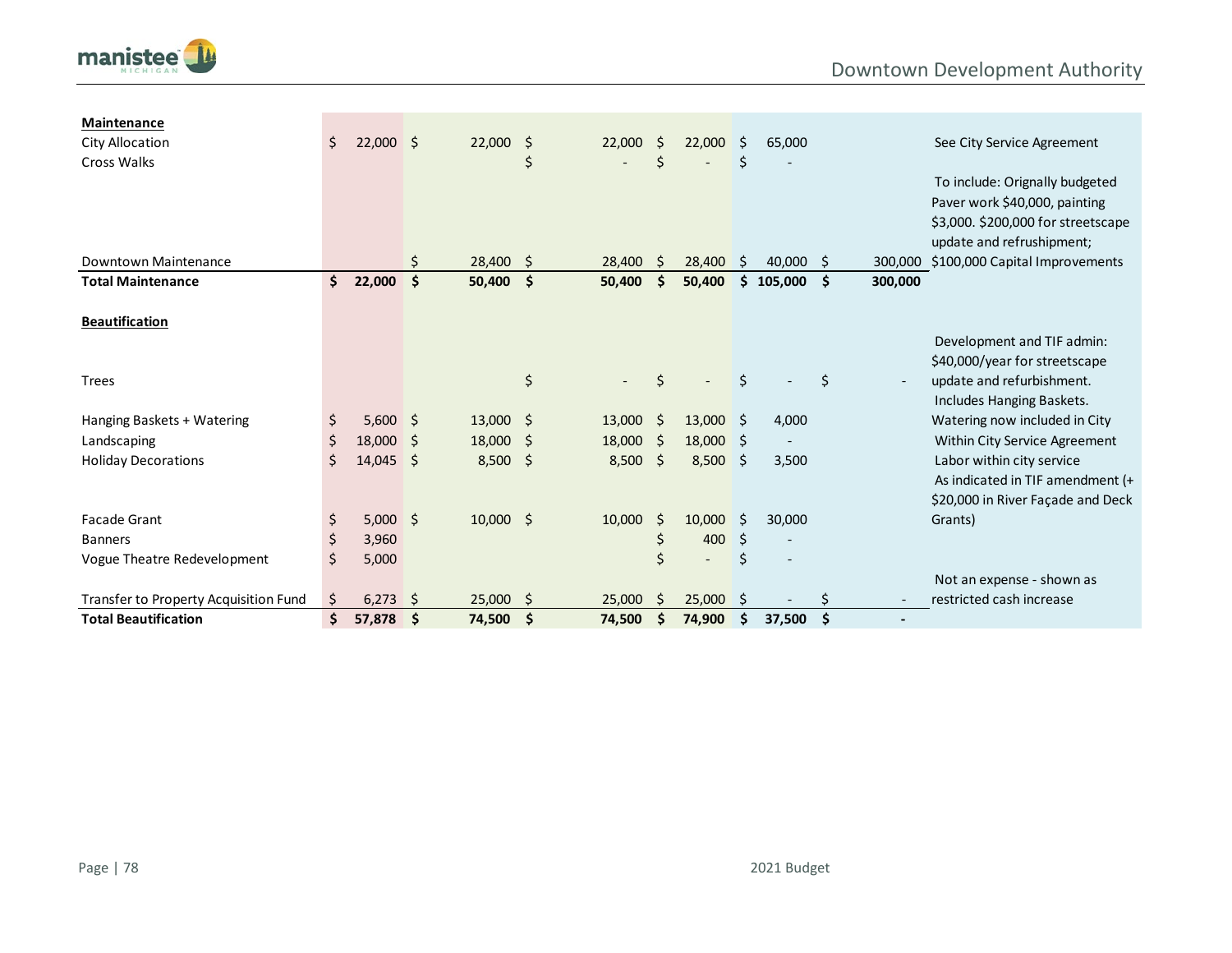| | | | | | | | |
|---|---|---|---|---|---|---|---|
| **Maintenance** | | | | | | | |
| City Allocation | $ 22,000 | $ 22,000 | $ 22,000 | $ 22,000 | $ 65,000 | | See City Service Agreement |
| Cross Walks | | | $ - | $ - | $ - | | |
| Downtown Maintenance | | $ 28,400 | $ 28,400 | $ 28,400 | $ 40,000 | $ 300,000 | To include: Orignally budgeted Paver work $40,000, painting $3,000. $200,000 for streetscape update and refrushipment; $100,000 Capital Improvements |
| **Total Maintenance** | **$ 22,000** | **$ 50,400** | **$ 50,400** | **$ 50,400** | **$ 105,000** | **$ 300,000** | |
| **Beautification** | | | | | | | |
| Trees | | | $ - | $ - | $ - | $ - | Development and TIF admin: $40,000/year for streetscape update and refurbishment. |
| Hanging Baskets + Watering | $ 5,600 | $ 13,000 | $ 13,000 | $ 13,000 | $ 4,000 | | Includes Hanging Baskets. Watering now included in City |
| Landscaping | $ 18,000 | $ 18,000 | $ 18,000 | $ 18,000 | $ - | | Within City Service Agreement |
| Holiday Decorations | $ 14,045 | $ 8,500 | $ 8,500 | $ 8,500 | $ 3,500 | | Labor within city service |
| Facade Grant | $ 5,000 | $ 10,000 | $ 10,000 | $ 10,000 | $ 30,000 | | As indicated in TIF amendment (+ $20,000 in River Façade and Deck Grants) |
| Banners | $ 3,960 | | | $ 400 | $ - | | |
| Vogue Theatre Redevelopment | $ 5,000 | | | $ - | $ - | | |
| Transfer to Property Acquisition Fund | $ 6,273 | $ 25,000 | $ 25,000 | $ 25,000 | $ - | $ - | Not an expense - shown as restricted cash increase |
| **Total Beautification** | **$ 57,878** | **$ 74,500** | **$ 74,500** | **$ 74,900** | **$ 37,500** | **$ -** | |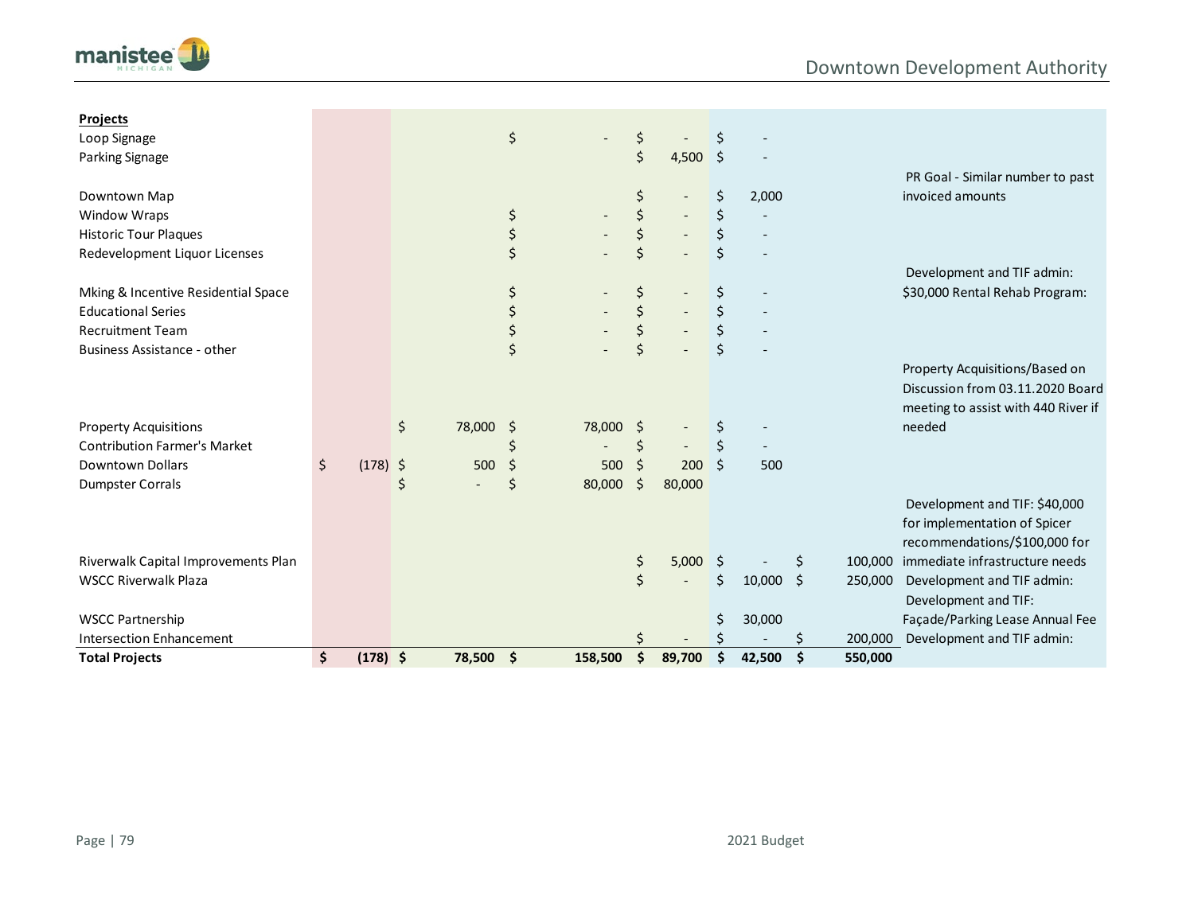| **Projects** | | | | | | | |
|---|---|---|---|---|---|---|---|
| Loop Signage | | | $ - | $ - | $ - | | |
| Parking Signage | | | | $ 4,500 | $ - | | |
| Downtown Map | | | | $ - | $ 2,000 | | PR Goal - Similar number to past invoiced amounts |
| Window Wraps | | | $ - | $ - | $ - | | |
| Historic Tour Plaques | | | $ - | $ - | $ - | | |
| Redevelopment Liquor Licenses | | | $ - | $ - | $ - | | |
| Mking & Incentive Residential Space | | | $ - | $ - | $ - | | Development and TIF admin: $30,000 Rental Rehab Program: |
| Educational Series | | | $ - | $ - | $ - | | |
| Recruitment Team | | | $ - | $ - | $ - | | |
| Business Assistance - other | | | $ - | $ - | $ - | | |
| Property Acquisitions | | $ 78,000 | $ 78,000 | $ - | $ - | | Property Acquisitions/Based on Discussion from 03.11.2020 Board meeting to assist with 440 River if needed |
| Contribution Farmer's Market | | | $ - | $ - | $ - | | |
| Downtown Dollars | $ (178) | $ 500 | $ 500 | $ 200 | $ 500 | | |
| Dumpster Corrals | | $ - | $ 80,000 | $ 80,000 | | | |
| Riverwalk Capital Improvements Plan | | | | $ 5,000 | $ - | $ 100,000 | Development and TIF: $40,000 for implementation of Spicer recommendations/$100,000 for immediate infrastructure needs |
| WSCC Riverwalk Plaza | | | | $ - | $ 10,000 | $ 250,000 | Development and TIF admin: |
| WSCC Partnership | | | | | $ 30,000 | | Development and TIF: Façade/Parking Lease Annual Fee |
| Intersection Enhancement | | | | $ - | $ - | $ 200,000 | Development and TIF admin: |
| **Total Projects** | **$ (178)** | **$ 78,500** | **$ 158,500** | **$ 89,700** | **$ 42,500** | **$ 550,000** | |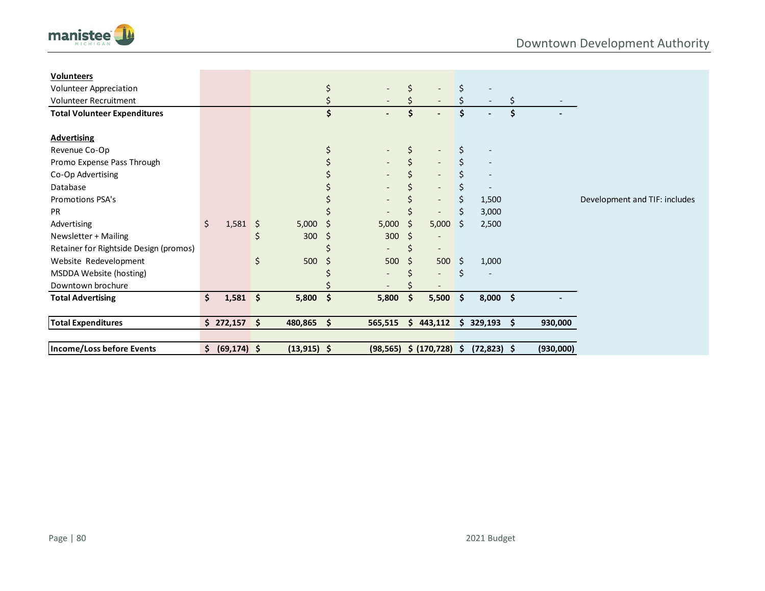| | | | | | | | |
|---|---|---|---|---|---|---|---|
| **Volunteers** | | | | | | | |
| Volunteer Appreciation | | | $ - | $ - | $ - | | |
| Volunteer Recruitment | | | $ - | $ - | $ - | $ - | |
| **Total Volunteer Expenditures** | | | **$ -** | **$ -** | **$ -** | **$ -** | |
| | | | | | | | |
| **Advertising** | | | | | | | |
| Revenue Co-Op | | | $ - | $ - | $ - | | |
| Promo Expense Pass Through | | | $ - | $ - | $ - | | |
| Co-Op Advertising | | | $ - | $ - | $ - | | |
| Database | | | $ - | $ - | $ - | | |
| Promotions PSA's | | | $ - | $ - | $ 1,500 | | Development and TIF: includes |
| PR | | | $ - | $ - | $ 3,000 | | |
| Advertising | $ 1,581 | $ 5,000 | $ 5,000 | $ 5,000 | $ 2,500 | | |
| Newsletter + Mailing | | $ 300 | $ 300 | $ - | | | |
| Retainer for Rightside Design (promos) | | | $ - | $ - | | | |
| Website Redevelopment | | $ 500 | $ 500 | $ 500 | $ 1,000 | | |
| MSDDA Website (hosting) | | | $ - | $ - | $ - | | |
| Downtown brochure | | | $ - | $ - | | | |
| **Total Advertising** | **$ 1,581** | **$ 5,800** | **$ 5,800** | **$ 5,500** | **$ 8,000** | **$ -** | |
| | | | | | | | |
| **Total Expenditures** | **$ 272,157** | **$ 480,865** | **$ 565,515** | **$ 443,112** | **$ 329,193** | **$ 930,000** | |
| | | | | | | | |
| **Income/Loss before Events** | **$ (69,174)** | **$ (13,915)** | **$ (98,565)** | **$ (170,728)** | **$ (72,823)** | **$ (930,000)** | |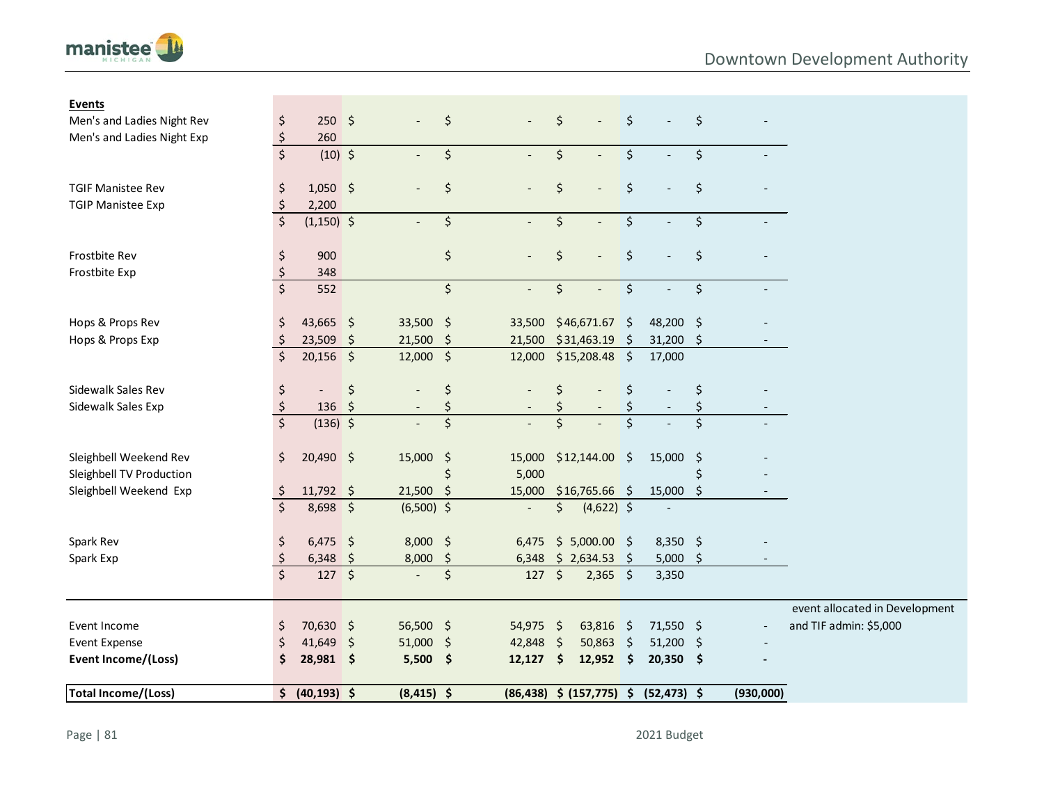| Events | | | | | | |
|---|---|---|---|---|---|---|
| Men's and Ladies Night Rev | $ 250 | $ - | $ - | $ - | $ - | $ - | |
| Men's and Ladies Night Exp | $ 260 | | | | | | |
| | $ (10) | $ - | $ - | $ - | $ - | $ - | |
| | | | | | | | |
| TGIF Manistee Rev | $ 1,050 | $ - | $ - | $ - | $ - | $ - | |
| TGIP Manistee Exp | $ 2,200 | | | | | | |
| | $ (1,150) | $ - | $ - | $ - | $ - | $ - | |
| | | | | | | | |
| Frostbite Rev | $ 900 | | $ - | $ - | $ - | $ - | |
| Frostbite Exp | $ 348 | | | | | | |
| | $ 552 | | $ - | $ - | $ - | $ - | |
| | | | | | | | |
| Hops & Props Rev | $ 43,665 | $ 33,500 | $ 33,500 | $46,671.67 | $ 48,200 | $ - | |
| Hops & Props Exp | $ 23,509 | $ 21,500 | $ 21,500 | $31,463.19 | $ 31,200 | $ - | |
| | $ 20,156 | $ 12,000 | $ 12,000 | $15,208.48 | $ 17,000 | | |
| | | | | | | | |
| Sidewalk Sales Rev | $ - | $ - | $ - | $ - | $ - | $ - | |
| Sidewalk Sales Exp | $ 136 | $ - | $ - | $ - | $ - | $ - | |
| | $ (136) | $ - | $ - | $ - | $ - | $ - | |
| | | | | | | | |
| Sleighbell Weekend Rev | $ 20,490 | $ 15,000 | $ 15,000 | $12,144.00 | $ 15,000 | $ - | |
| Sleighbell TV Production | | | $ 5,000 | | | $ - | |
| Sleighbell Weekend Exp | $ 11,792 | $ 21,500 | $ 15,000 | $16,765.66 | $ 15,000 | $ - | |
| | $ 8,698 | $ (6,500) | $ - | $ (4,622) | $ - | | |
| | | | | | | | |
| Spark Rev | $ 6,475 | $ 8,000 | $ 6,475 | $ 5,000.00 | $ 8,350 | $ - | |
| Spark Exp | $ 6,348 | $ 8,000 | $ 6,348 | $ 2,634.53 | $ 5,000 | $ - | |
| | $ 127 | $ - | $ 127 | $ 2,365 | $ 3,350 | | |
| | | | | | | | event allocated in Development and TIF admin: $5,000 |
| Event Income | $ 70,630 | $ 56,500 | $ 54,975 | $ 63,816 | $ 71,550 | $ - | |
| Event Expense | $ 41,649 | $ 51,000 | $ 42,848 | $ 50,863 | $ 51,200 | $ - | |
| **Event Income/(Loss)** | **$ 28,981** | **$ 5,500** | **$ 12,127** | **$ 12,952** | **$ 20,350** | **$ -** | |
| | | | | | | | |
| **Total Income/(Loss)** | **$ (40,193)** | **$ (8,415)** | **$ (86,438)** | **$ (157,775)** | **$ (52,473)** | **$ (930,000)** | |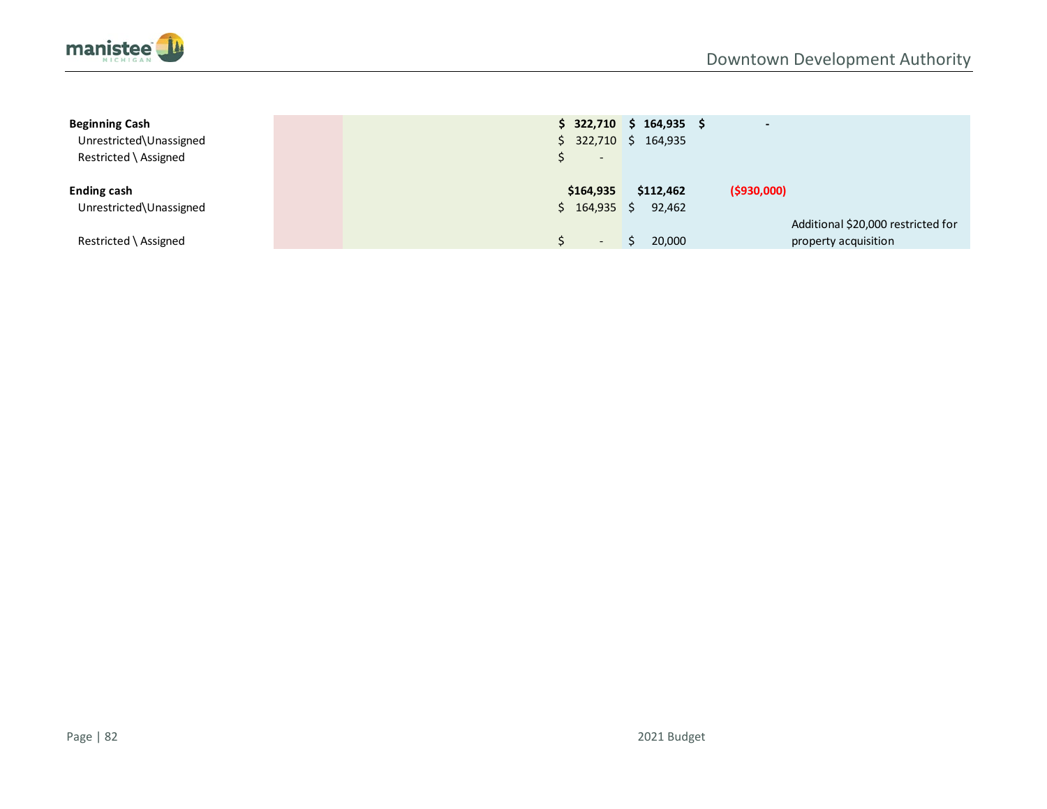| | | | | | |
|---|---|---|---|---|---|
| **Beginning Cash** | | **$ 322,710** | **$ 164,935** | **$ -** | |
| Unrestricted\Unassigned | | $ 322,710 | $ 164,935 | | |
| Restricted \ Assigned | | $ - | | | |
| | | | | | |
| **Ending cash** | | **$164,935** | **$112,462** | **($930,000)** | |
| Unrestricted\Unassigned | | $ 164,935 | $ 92,462 | | |
| Restricted \ Assigned | | $ - | $ 20,000 | | Additional $20,000 restricted for property acquisition |